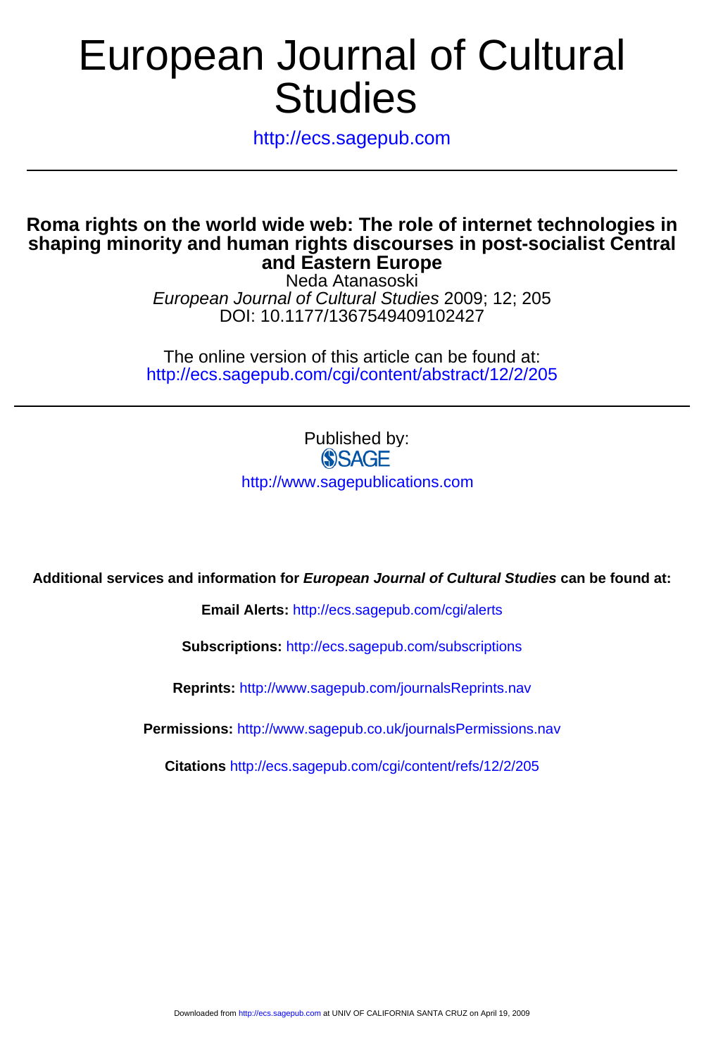# European Journal of Cultural Studies

http://ecs.sagepub.com

## Roma rights on the world wide web: The role of internet technologies in shaping minority and human rights discourses in post-socialist Central and Eastern Europe

Neda Atanasoski

*European Journal of Cultural Studies* 2009; 12; 205

DOI: 10.1177/1367549409102427

The online version of this article can be found at:
http://ecs.sagepub.com/cgi/content/abstract/12/2/205

Published by:
SAGE
http://www.sagepublications.com

**Additional services and information for *European Journal of Cultural Studies* can be found at:**

**Email Alerts:** http://ecs.sagepub.com/cgi/alerts

**Subscriptions:** http://ecs.sagepub.com/subscriptions

**Reprints:** http://www.sagepub.com/journalsReprints.nav

**Permissions:** http://www.sagepub.co.uk/journalsPermissions.nav

**Citations** http://ecs.sagepub.com/cgi/content/refs/12/2/205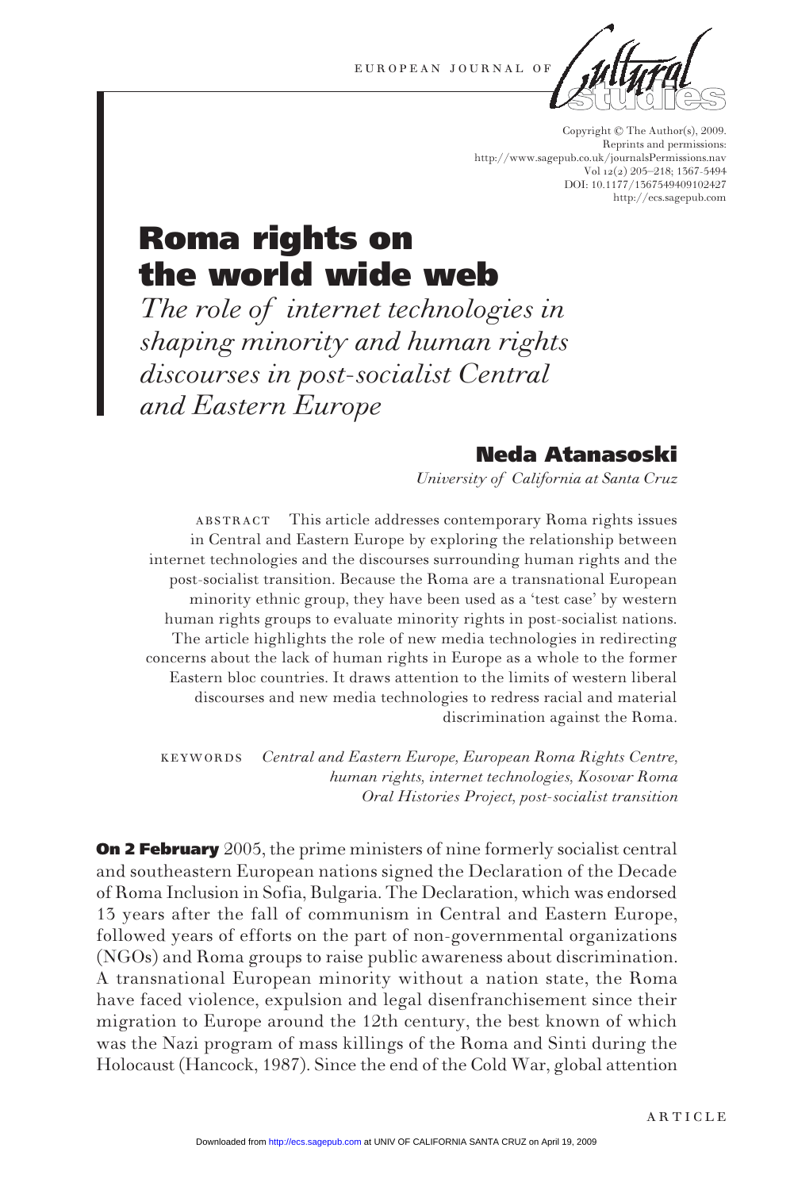# Roma rights on the world wide web

## *The role of internet technologies in shaping minority and human rights discourses in post-socialist Central and Eastern Europe*

### Neda Atanasoski

*University of California at Santa Cruz*

ABSTRACT This article addresses contemporary Roma rights issues in Central and Eastern Europe by exploring the relationship between internet technologies and the discourses surrounding human rights and the post-socialist transition. Because the Roma are a transnational European minority ethnic group, they have been used as a 'test case' by western human rights groups to evaluate minority rights in post-socialist nations. The article highlights the role of new media technologies in redirecting concerns about the lack of human rights in Europe as a whole to the former Eastern bloc countries. It draws attention to the limits of western liberal discourses and new media technologies to redress racial and material discrimination against the Roma.

KEYWORDS *Central and Eastern Europe, European Roma Rights Centre, human rights, internet technologies, Kosovar Roma Oral Histories Project, post-socialist transition*

**On 2 February** 2005, the prime ministers of nine formerly socialist central and southeastern European nations signed the Declaration of the Decade of Roma Inclusion in Sofia, Bulgaria. The Declaration, which was endorsed 15 years after the fall of communism in Central and Eastern Europe, followed years of efforts on the part of non-governmental organizations (NGOs) and Roma groups to raise public awareness about discrimination. A transnational European minority without a nation state, the Roma have faced violence, expulsion and legal disenfranchisement since their migration to Europe around the 12th century, the best known of which was the Nazi program of mass killings of the Roma and Sinti during the Holocaust (Hancock, 1987). Since the end of the Cold War, global attention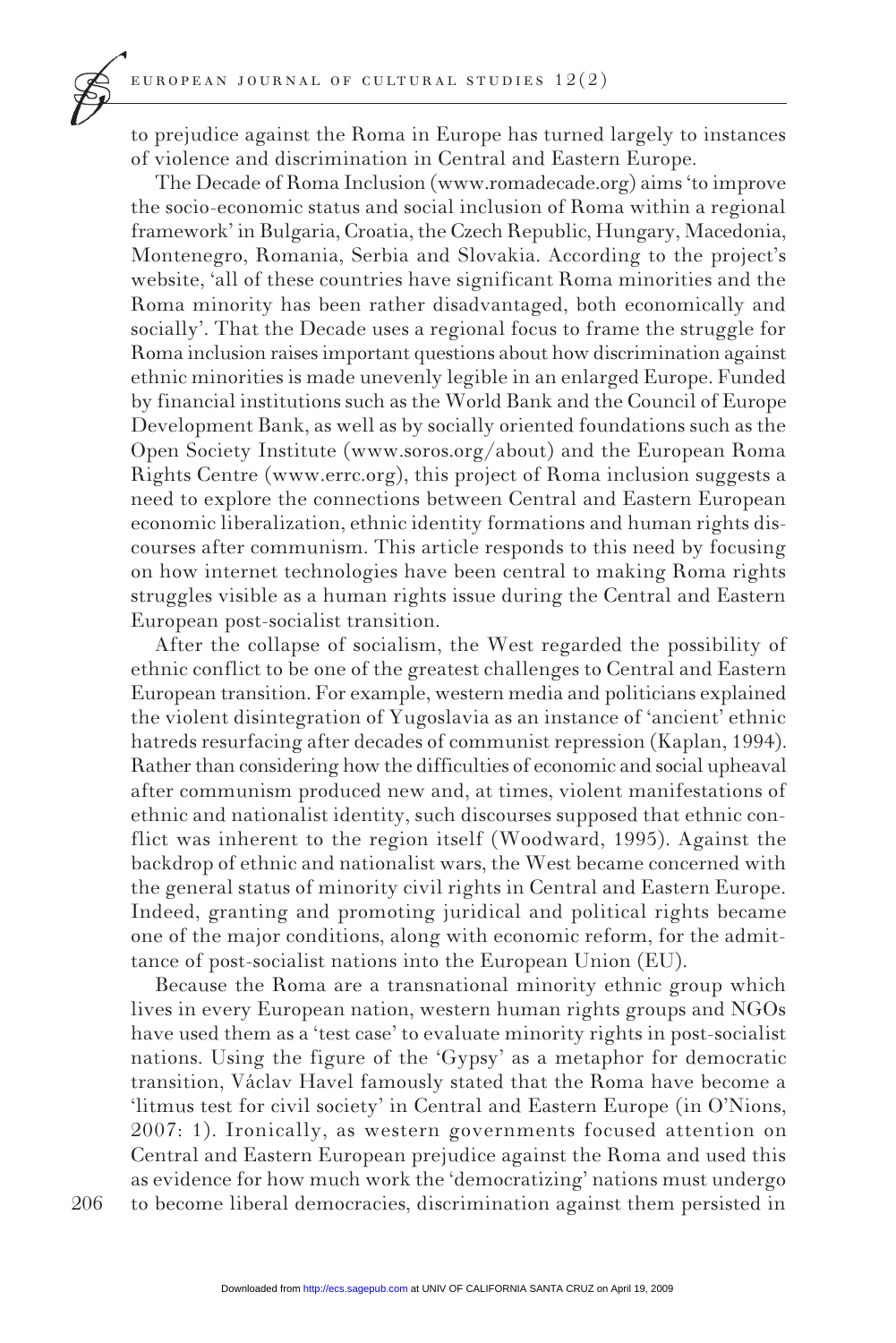to prejudice against the Roma in Europe has turned largely to instances of violence and discrimination in Central and Eastern Europe.

The Decade of Roma Inclusion (www.romadecade.org) aims 'to improve the socio-economic status and social inclusion of Roma within a regional framework' in Bulgaria, Croatia, the Czech Republic, Hungary, Macedonia, Montenegro, Romania, Serbia and Slovakia. According to the project's website, 'all of these countries have significant Roma minorities and the Roma minority has been rather disadvantaged, both economically and socially'. That the Decade uses a regional focus to frame the struggle for Roma inclusion raises important questions about how discrimination against ethnic minorities is made unevenly legible in an enlarged Europe. Funded by financial institutions such as the World Bank and the Council of Europe Development Bank, as well as by socially oriented foundations such as the Open Society Institute (www.soros.org/about) and the European Roma Rights Centre (www.errc.org), this project of Roma inclusion suggests a need to explore the connections between Central and Eastern European economic liberalization, ethnic identity formations and human rights discourses after communism. This article responds to this need by focusing on how internet technologies have been central to making Roma rights struggles visible as a human rights issue during the Central and Eastern European post-socialist transition.

After the collapse of socialism, the West regarded the possibility of ethnic conflict to be one of the greatest challenges to Central and Eastern European transition. For example, western media and politicians explained the violent disintegration of Yugoslavia as an instance of 'ancient' ethnic hatreds resurfacing after decades of communist repression (Kaplan, 1994). Rather than considering how the difficulties of economic and social upheaval after communism produced new and, at times, violent manifestations of ethnic and nationalist identity, such discourses supposed that ethnic conflict was inherent to the region itself (Woodward, 1995). Against the backdrop of ethnic and nationalist wars, the West became concerned with the general status of minority civil rights in Central and Eastern Europe. Indeed, granting and promoting juridical and political rights became one of the major conditions, along with economic reform, for the admittance of post-socialist nations into the European Union (EU).

Because the Roma are a transnational minority ethnic group which lives in every European nation, western human rights groups and NGOs have used them as a 'test case' to evaluate minority rights in post-socialist nations. Using the figure of the 'Gypsy' as a metaphor for democratic transition, Václav Havel famously stated that the Roma have become a 'litmus test for civil society' in Central and Eastern Europe (in O'Nions, 2007: 1). Ironically, as western governments focused attention on Central and Eastern European prejudice against the Roma and used this as evidence for how much work the 'democratizing' nations must undergo to become liberal democracies, discrimination against them persisted in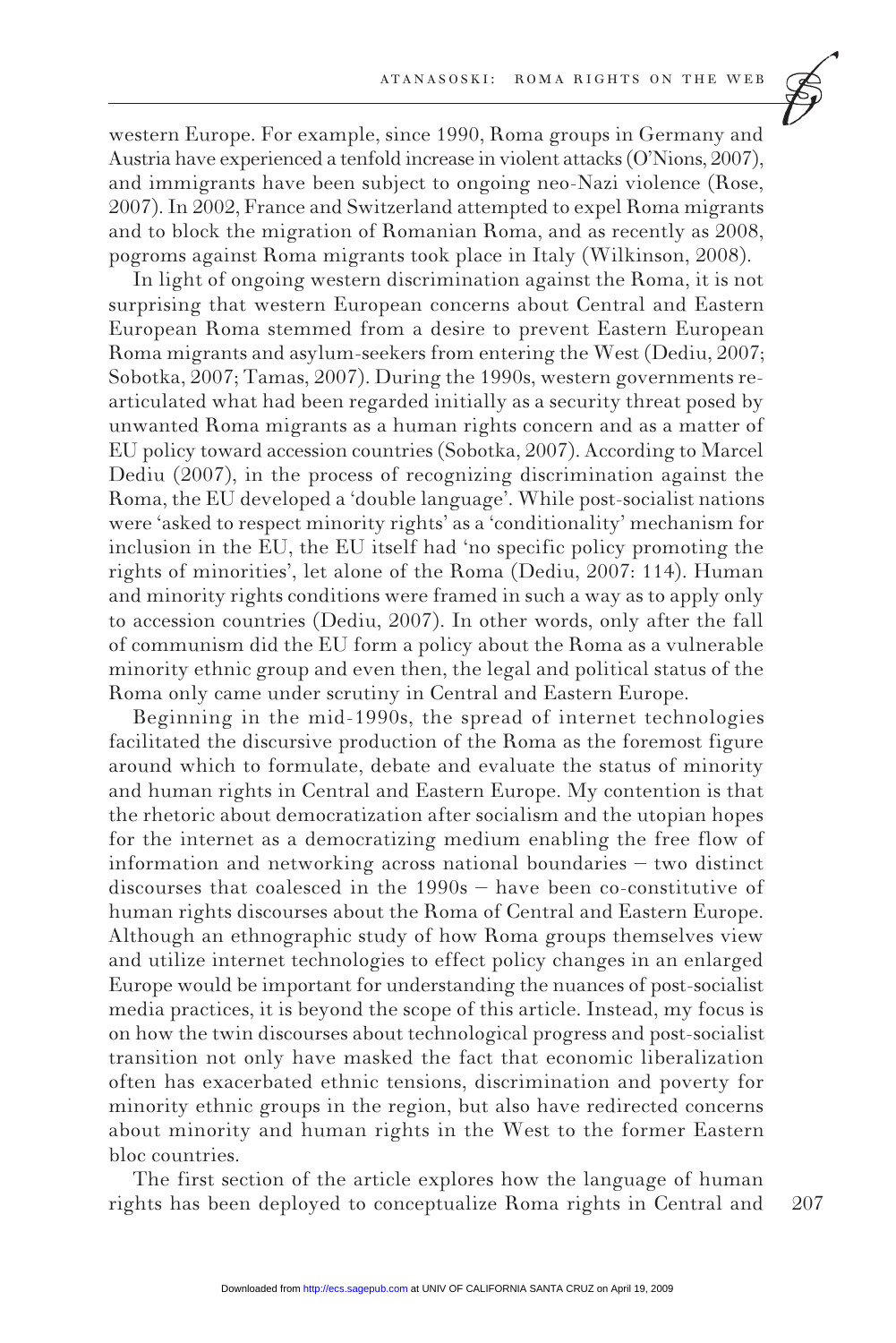western Europe. For example, since 1990, Roma groups in Germany and Austria have experienced a tenfold increase in violent attacks (O'Nions, 2007), and immigrants have been subject to ongoing neo-Nazi violence (Rose, 2007). In 2002, France and Switzerland attempted to expel Roma migrants and to block the migration of Romanian Roma, and as recently as 2008, pogroms against Roma migrants took place in Italy (Wilkinson, 2008).

In light of ongoing western discrimination against the Roma, it is not surprising that western European concerns about Central and Eastern European Roma stemmed from a desire to prevent Eastern European Roma migrants and asylum-seekers from entering the West (Dediu, 2007; Sobotka, 2007; Tamas, 2007). During the 1990s, western governments re-articulated what had been regarded initially as a security threat posed by unwanted Roma migrants as a human rights concern and as a matter of EU policy toward accession countries (Sobotka, 2007). According to Marcel Dediu (2007), in the process of recognizing discrimination against the Roma, the EU developed a 'double language'. While post-socialist nations were 'asked to respect minority rights' as a 'conditionality' mechanism for inclusion in the EU, the EU itself had 'no specific policy promoting the rights of minorities', let alone of the Roma (Dediu, 2007: 114). Human and minority rights conditions were framed in such a way as to apply only to accession countries (Dediu, 2007). In other words, only after the fall of communism did the EU form a policy about the Roma as a vulnerable minority ethnic group and even then, the legal and political status of the Roma only came under scrutiny in Central and Eastern Europe.

Beginning in the mid-1990s, the spread of internet technologies facilitated the discursive production of the Roma as the foremost figure around which to formulate, debate and evaluate the status of minority and human rights in Central and Eastern Europe. My contention is that the rhetoric about democratization after socialism and the utopian hopes for the internet as a democratizing medium enabling the free flow of information and networking across national boundaries – two distinct discourses that coalesced in the 1990s – have been co-constitutive of human rights discourses about the Roma of Central and Eastern Europe. Although an ethnographic study of how Roma groups themselves view and utilize internet technologies to effect policy changes in an enlarged Europe would be important for understanding the nuances of post-socialist media practices, it is beyond the scope of this article. Instead, my focus is on how the twin discourses about technological progress and post-socialist transition not only have masked the fact that economic liberalization often has exacerbated ethnic tensions, discrimination and poverty for minority ethnic groups in the region, but also have redirected concerns about minority and human rights in the West to the former Eastern bloc countries.

The first section of the article explores how the language of human rights has been deployed to conceptualize Roma rights in Central and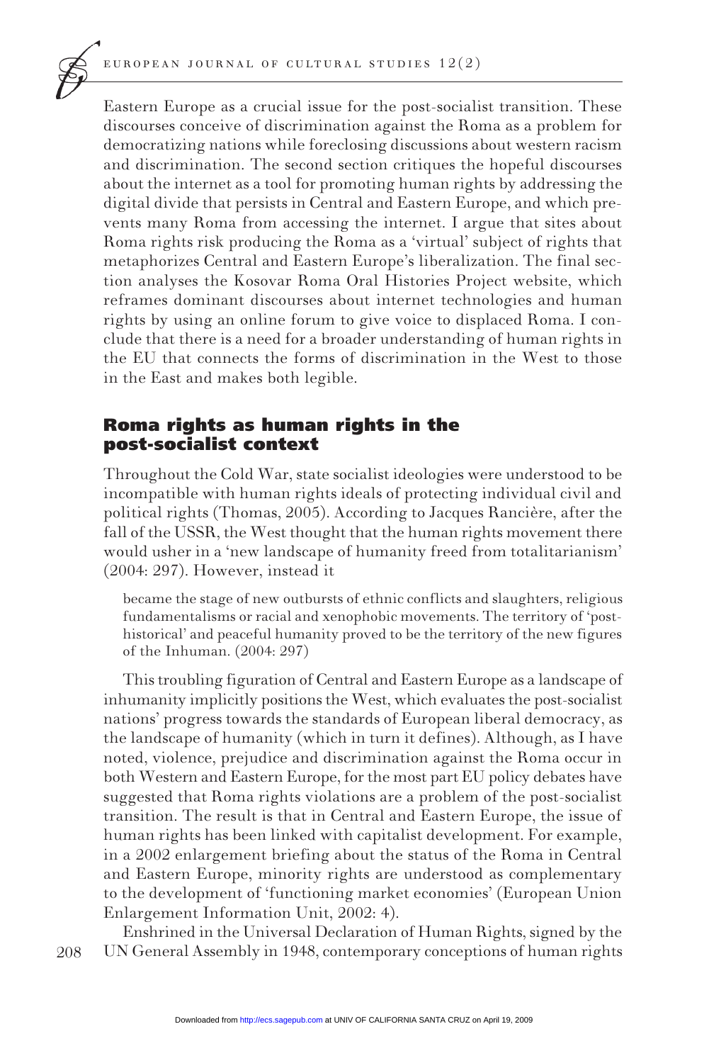Eastern Europe as a crucial issue for the post-socialist transition. These discourses conceive of discrimination against the Roma as a problem for democratizing nations while foreclosing discussions about western racism and discrimination. The second section critiques the hopeful discourses about the internet as a tool for promoting human rights by addressing the digital divide that persists in Central and Eastern Europe, and which prevents many Roma from accessing the internet. I argue that sites about Roma rights risk producing the Roma as a 'virtual' subject of rights that metaphorizes Central and Eastern Europe's liberalization. The final section analyses the Kosovar Roma Oral Histories Project website, which reframes dominant discourses about internet technologies and human rights by using an online forum to give voice to displaced Roma. I conclude that there is a need for a broader understanding of human rights in the EU that connects the forms of discrimination in the West to those in the East and makes both legible.

## Roma rights as human rights in the post-socialist context

Throughout the Cold War, state socialist ideologies were understood to be incompatible with human rights ideals of protecting individual civil and political rights (Thomas, 2005). According to Jacques Rancière, after the fall of the USSR, the West thought that the human rights movement there would usher in a 'new landscape of humanity freed from totalitarianism' (2004: 297). However, instead it

> became the stage of new outbursts of ethnic conflicts and slaughters, religious fundamentalisms or racial and xenophobic movements. The territory of 'post-historical' and peaceful humanity proved to be the territory of the new figures of the Inhuman. (2004: 297)

This troubling figuration of Central and Eastern Europe as a landscape of inhumanity implicitly positions the West, which evaluates the post-socialist nations' progress towards the standards of European liberal democracy, as the landscape of humanity (which in turn it defines). Although, as I have noted, violence, prejudice and discrimination against the Roma occur in both Western and Eastern Europe, for the most part EU policy debates have suggested that Roma rights violations are a problem of the post-socialist transition. The result is that in Central and Eastern Europe, the issue of human rights has been linked with capitalist development. For example, in a 2002 enlargement briefing about the status of the Roma in Central and Eastern Europe, minority rights are understood as complementary to the development of 'functioning market economies' (European Union Enlargement Information Unit, 2002: 4).

Enshrined in the Universal Declaration of Human Rights, signed by the UN General Assembly in 1948, contemporary conceptions of human rights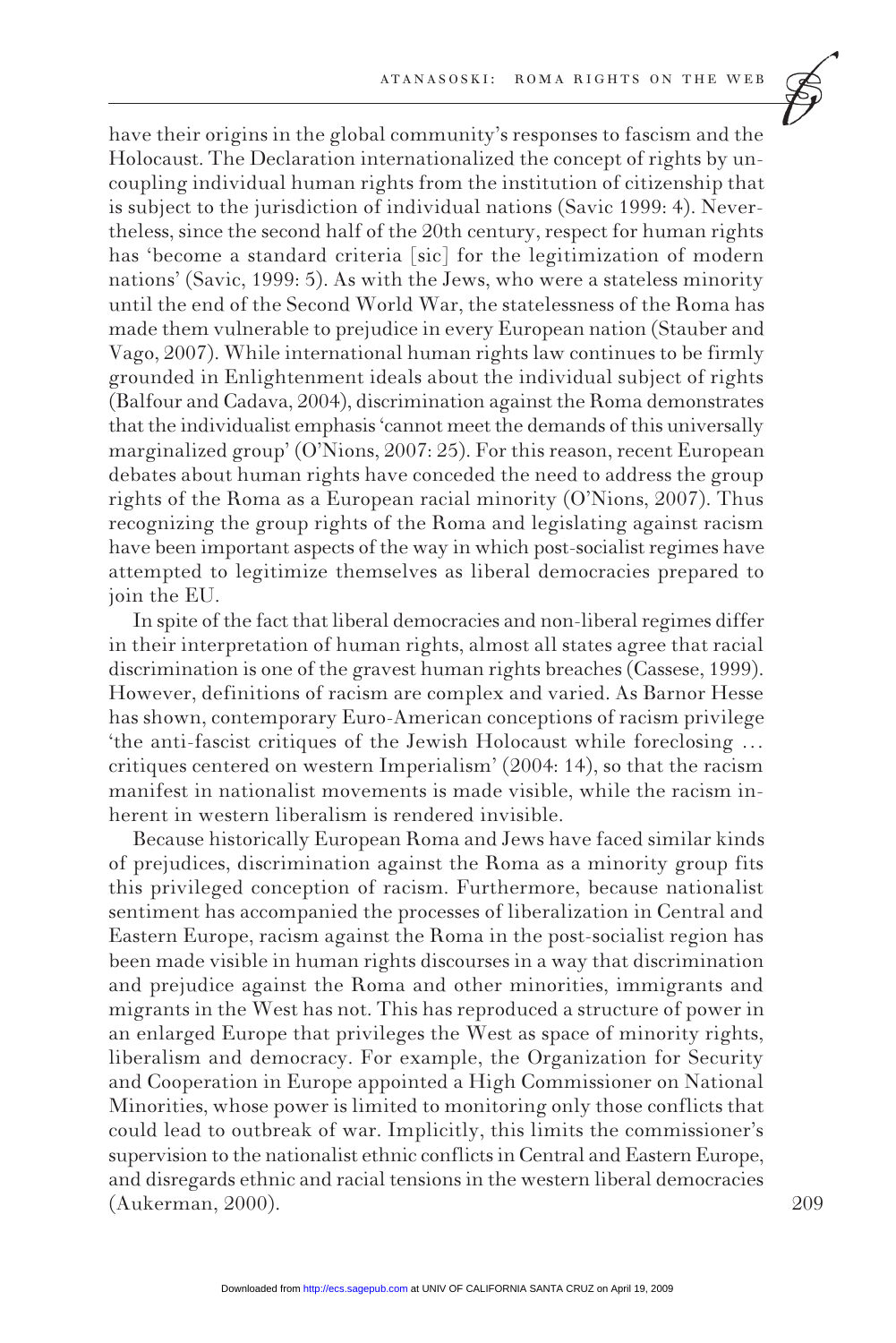have their origins in the global community's responses to fascism and the Holocaust. The Declaration internationalized the concept of rights by uncoupling individual human rights from the institution of citizenship that is subject to the jurisdiction of individual nations (Savic 1999: 4). Nevertheless, since the second half of the 20th century, respect for human rights has 'become a standard criteria [sic] for the legitimization of modern nations' (Savic, 1999: 5). As with the Jews, who were a stateless minority until the end of the Second World War, the statelessness of the Roma has made them vulnerable to prejudice in every European nation (Stauber and Vago, 2007). While international human rights law continues to be firmly grounded in Enlightenment ideals about the individual subject of rights (Balfour and Cadava, 2004), discrimination against the Roma demonstrates that the individualist emphasis 'cannot meet the demands of this universally marginalized group' (O'Nions, 2007: 25). For this reason, recent European debates about human rights have conceded the need to address the group rights of the Roma as a European racial minority (O'Nions, 2007). Thus recognizing the group rights of the Roma and legislating against racism have been important aspects of the way in which post-socialist regimes have attempted to legitimize themselves as liberal democracies prepared to join the EU.

In spite of the fact that liberal democracies and non-liberal regimes differ in their interpretation of human rights, almost all states agree that racial discrimination is one of the gravest human rights breaches (Cassese, 1999). However, definitions of racism are complex and varied. As Barnor Hesse has shown, contemporary Euro-American conceptions of racism privilege 'the anti-fascist critiques of the Jewish Holocaust while foreclosing … critiques centered on western Imperialism' (2004: 14), so that the racism manifest in nationalist movements is made visible, while the racism inherent in western liberalism is rendered invisible.

Because historically European Roma and Jews have faced similar kinds of prejudices, discrimination against the Roma as a minority group fits this privileged conception of racism. Furthermore, because nationalist sentiment has accompanied the processes of liberalization in Central and Eastern Europe, racism against the Roma in the post-socialist region has been made visible in human rights discourses in a way that discrimination and prejudice against the Roma and other minorities, immigrants and migrants in the West has not. This has reproduced a structure of power in an enlarged Europe that privileges the West as space of minority rights, liberalism and democracy. For example, the Organization for Security and Cooperation in Europe appointed a High Commissioner on National Minorities, whose power is limited to monitoring only those conflicts that could lead to outbreak of war. Implicitly, this limits the commissioner's supervision to the nationalist ethnic conflicts in Central and Eastern Europe, and disregards ethnic and racial tensions in the western liberal democracies (Aukerman, 2000).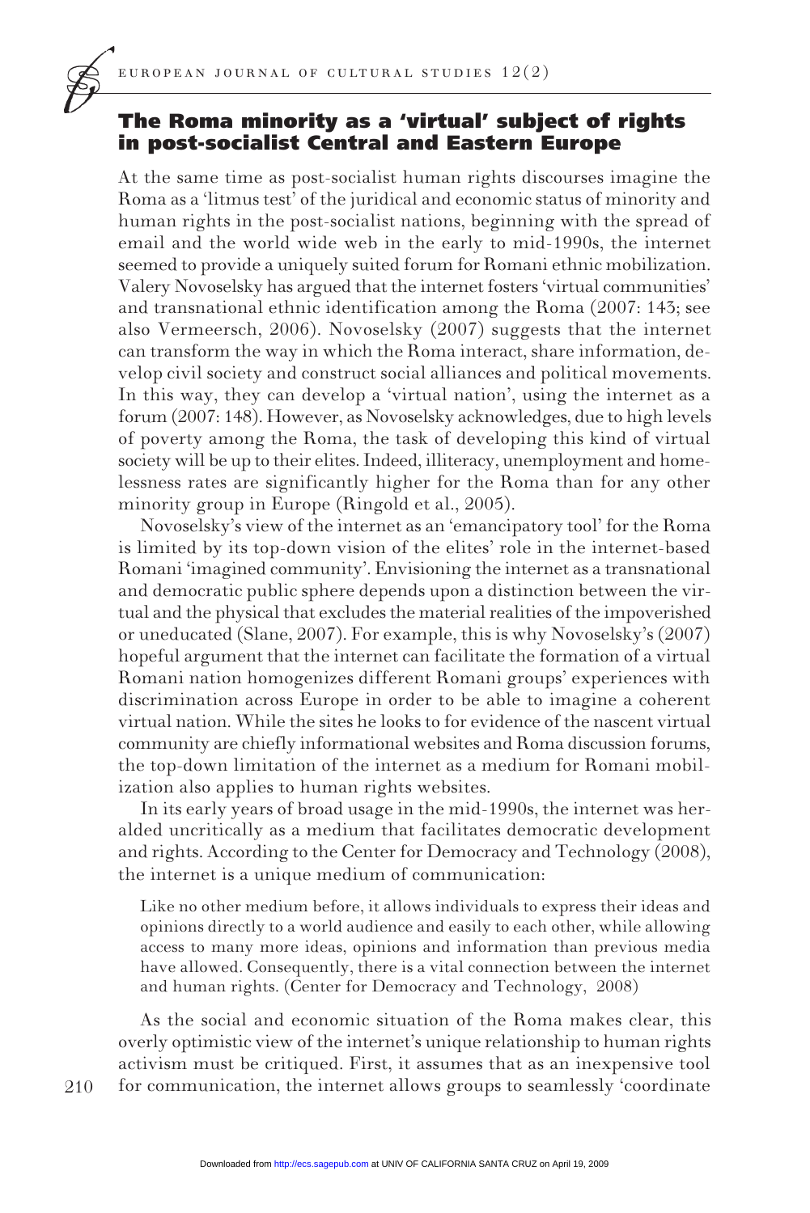## The Roma minority as a 'virtual' subject of rights in post-socialist Central and Eastern Europe

At the same time as post-socialist human rights discourses imagine the Roma as a 'litmus test' of the juridical and economic status of minority and human rights in the post-socialist nations, beginning with the spread of email and the world wide web in the early to mid-1990s, the internet seemed to provide a uniquely suited forum for Romani ethnic mobilization. Valery Novoselsky has argued that the internet fosters 'virtual communities' and transnational ethnic identification among the Roma (2007: 143; see also Vermeersch, 2006). Novoselsky (2007) suggests that the internet can transform the way in which the Roma interact, share information, develop civil society and construct social alliances and political movements. In this way, they can develop a 'virtual nation', using the internet as a forum (2007: 148). However, as Novoselsky acknowledges, due to high levels of poverty among the Roma, the task of developing this kind of virtual society will be up to their elites. Indeed, illiteracy, unemployment and homelessness rates are significantly higher for the Roma than for any other minority group in Europe (Ringold et al., 2005).

Novoselsky's view of the internet as an 'emancipatory tool' for the Roma is limited by its top-down vision of the elites' role in the internet-based Romani 'imagined community'. Envisioning the internet as a transnational and democratic public sphere depends upon a distinction between the virtual and the physical that excludes the material realities of the impoverished or uneducated (Slane, 2007). For example, this is why Novoselsky's (2007) hopeful argument that the internet can facilitate the formation of a virtual Romani nation homogenizes different Romani groups' experiences with discrimination across Europe in order to be able to imagine a coherent virtual nation. While the sites he looks to for evidence of the nascent virtual community are chiefly informational websites and Roma discussion forums, the top-down limitation of the internet as a medium for Romani mobilization also applies to human rights websites.

In its early years of broad usage in the mid-1990s, the internet was heralded uncritically as a medium that facilitates democratic development and rights. According to the Center for Democracy and Technology (2008), the internet is a unique medium of communication:

> Like no other medium before, it allows individuals to express their ideas and opinions directly to a world audience and easily to each other, while allowing access to many more ideas, opinions and information than previous media have allowed. Consequently, there is a vital connection between the internet and human rights. (Center for Democracy and Technology, 2008)

As the social and economic situation of the Roma makes clear, this overly optimistic view of the internet's unique relationship to human rights activism must be critiqued. First, it assumes that as an inexpensive tool for communication, the internet allows groups to seamlessly 'coordinate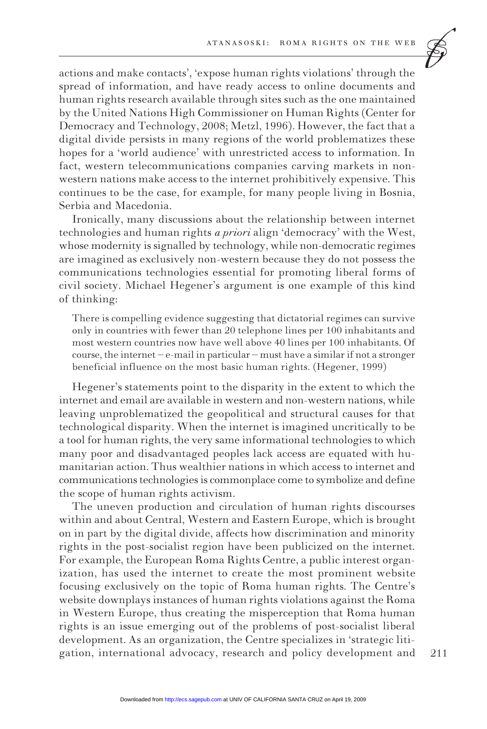actions and make contacts', 'expose human rights violations' through the spread of information, and have ready access to online documents and human rights research available through sites such as the one maintained by the United Nations High Commissioner on Human Rights (Center for Democracy and Technology, 2008; Metzl, 1996). However, the fact that a digital divide persists in many regions of the world problematizes these hopes for a 'world audience' with unrestricted access to information. In fact, western telecommunications companies carving markets in non-western nations make access to the internet prohibitively expensive. This continues to be the case, for example, for many people living in Bosnia, Serbia and Macedonia.

Ironically, many discussions about the relationship between internet technologies and human rights *a priori* align 'democracy' with the West, whose modernity is signalled by technology, while non-democratic regimes are imagined as exclusively non-western because they do not possess the communications technologies essential for promoting liberal forms of civil society. Michael Hegener's argument is one example of this kind of thinking:

> There is compelling evidence suggesting that dictatorial regimes can survive only in countries with fewer than 20 telephone lines per 100 inhabitants and most western countries now have well above 40 lines per 100 inhabitants. Of course, the internet – e-mail in particular – must have a similar if not a stronger beneficial influence on the most basic human rights. (Hegener, 1999)

Hegener's statements point to the disparity in the extent to which the internet and email are available in western and non-western nations, while leaving unproblematized the geopolitical and structural causes for that technological disparity. When the internet is imagined uncritically to be a tool for human rights, the very same informational technologies to which many poor and disadvantaged peoples lack access are equated with humanitarian action. Thus wealthier nations in which access to internet and communications technologies is commonplace come to symbolize and define the scope of human rights activism.

The uneven production and circulation of human rights discourses within and about Central, Western and Eastern Europe, which is brought on in part by the digital divide, affects how discrimination and minority rights in the post-socialist region have been publicized on the internet. For example, the European Roma Rights Centre, a public interest organization, has used the internet to create the most prominent website focusing exclusively on the topic of Roma human rights. The Centre's website downplays instances of human rights violations against the Roma in Western Europe, thus creating the misperception that Roma human rights is an issue emerging out of the problems of post-socialist liberal development. As an organization, the Centre specializes in 'strategic litigation, international advocacy, research and policy development and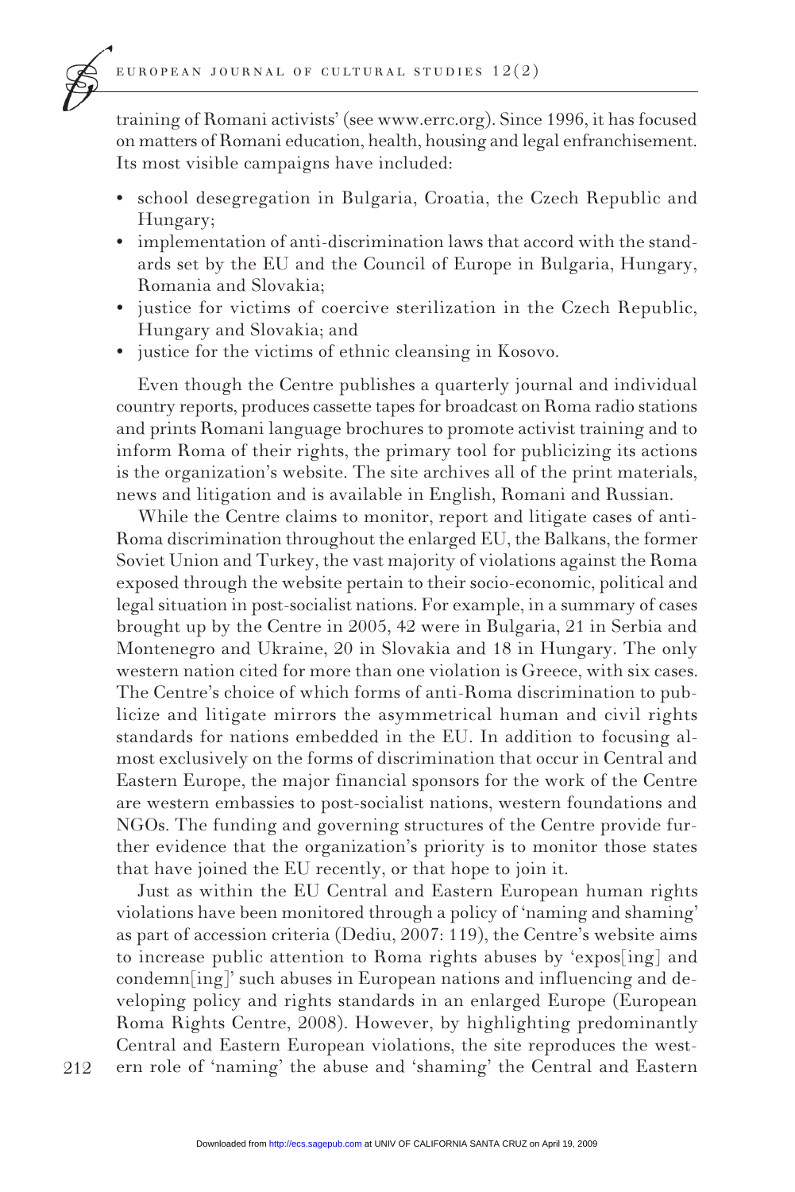training of Romani activists' (see www.errc.org). Since 1996, it has focused on matters of Romani education, health, housing and legal enfranchisement. Its most visible campaigns have included:

- school desegregation in Bulgaria, Croatia, the Czech Republic and Hungary;
- implementation of anti-discrimination laws that accord with the standards set by the EU and the Council of Europe in Bulgaria, Hungary, Romania and Slovakia;
- justice for victims of coercive sterilization in the Czech Republic, Hungary and Slovakia; and
- justice for the victims of ethnic cleansing in Kosovo.

Even though the Centre publishes a quarterly journal and individual country reports, produces cassette tapes for broadcast on Roma radio stations and prints Romani language brochures to promote activist training and to inform Roma of their rights, the primary tool for publicizing its actions is the organization's website. The site archives all of the print materials, news and litigation and is available in English, Romani and Russian.

While the Centre claims to monitor, report and litigate cases of anti-Roma discrimination throughout the enlarged EU, the Balkans, the former Soviet Union and Turkey, the vast majority of violations against the Roma exposed through the website pertain to their socio-economic, political and legal situation in post-socialist nations. For example, in a summary of cases brought up by the Centre in 2005, 42 were in Bulgaria, 21 in Serbia and Montenegro and Ukraine, 20 in Slovakia and 18 in Hungary. The only western nation cited for more than one violation is Greece, with six cases. The Centre's choice of which forms of anti-Roma discrimination to publicize and litigate mirrors the asymmetrical human and civil rights standards for nations embedded in the EU. In addition to focusing almost exclusively on the forms of discrimination that occur in Central and Eastern Europe, the major financial sponsors for the work of the Centre are western embassies to post-socialist nations, western foundations and NGOs. The funding and governing structures of the Centre provide further evidence that the organization's priority is to monitor those states that have joined the EU recently, or that hope to join it.

Just as within the EU Central and Eastern European human rights violations have been monitored through a policy of 'naming and shaming' as part of accession criteria (Dediu, 2007: 119), the Centre's website aims to increase public attention to Roma rights abuses by 'expos[ing] and condemn[ing]' such abuses in European nations and influencing and developing policy and rights standards in an enlarged Europe (European Roma Rights Centre, 2008). However, by highlighting predominantly Central and Eastern European violations, the site reproduces the western role of 'naming' the abuse and 'shaming' the Central and Eastern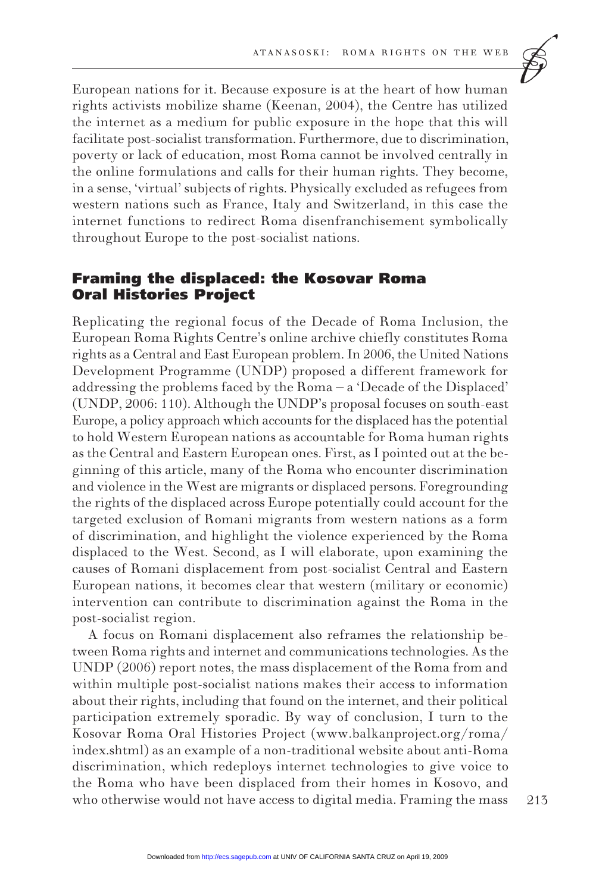European nations for it. Because exposure is at the heart of how human rights activists mobilize shame (Keenan, 2004), the Centre has utilized the internet as a medium for public exposure in the hope that this will facilitate post-socialist transformation. Furthermore, due to discrimination, poverty or lack of education, most Roma cannot be involved centrally in the online formulations and calls for their human rights. They become, in a sense, 'virtual' subjects of rights. Physically excluded as refugees from western nations such as France, Italy and Switzerland, in this case the internet functions to redirect Roma disenfranchisement symbolically throughout Europe to the post-socialist nations.

## Framing the displaced: the Kosovar Roma Oral Histories Project

Replicating the regional focus of the Decade of Roma Inclusion, the European Roma Rights Centre's online archive chiefly constitutes Roma rights as a Central and East European problem. In 2006, the United Nations Development Programme (UNDP) proposed a different framework for addressing the problems faced by the Roma – a 'Decade of the Displaced' (UNDP, 2006: 110). Although the UNDP's proposal focuses on south-east Europe, a policy approach which accounts for the displaced has the potential to hold Western European nations as accountable for Roma human rights as the Central and Eastern European ones. First, as I pointed out at the beginning of this article, many of the Roma who encounter discrimination and violence in the West are migrants or displaced persons. Foregrounding the rights of the displaced across Europe potentially could account for the targeted exclusion of Romani migrants from western nations as a form of discrimination, and highlight the violence experienced by the Roma displaced to the West. Second, as I will elaborate, upon examining the causes of Romani displacement from post-socialist Central and Eastern European nations, it becomes clear that western (military or economic) intervention can contribute to discrimination against the Roma in the post-socialist region.

A focus on Romani displacement also reframes the relationship between Roma rights and internet and communications technologies. As the UNDP (2006) report notes, the mass displacement of the Roma from and within multiple post-socialist nations makes their access to information about their rights, including that found on the internet, and their political participation extremely sporadic. By way of conclusion, I turn to the Kosovar Roma Oral Histories Project (www.balkanproject.org/roma/index.shtml) as an example of a non-traditional website about anti-Roma discrimination, which redeploys internet technologies to give voice to the Roma who have been displaced from their homes in Kosovo, and who otherwise would not have access to digital media. Framing the mass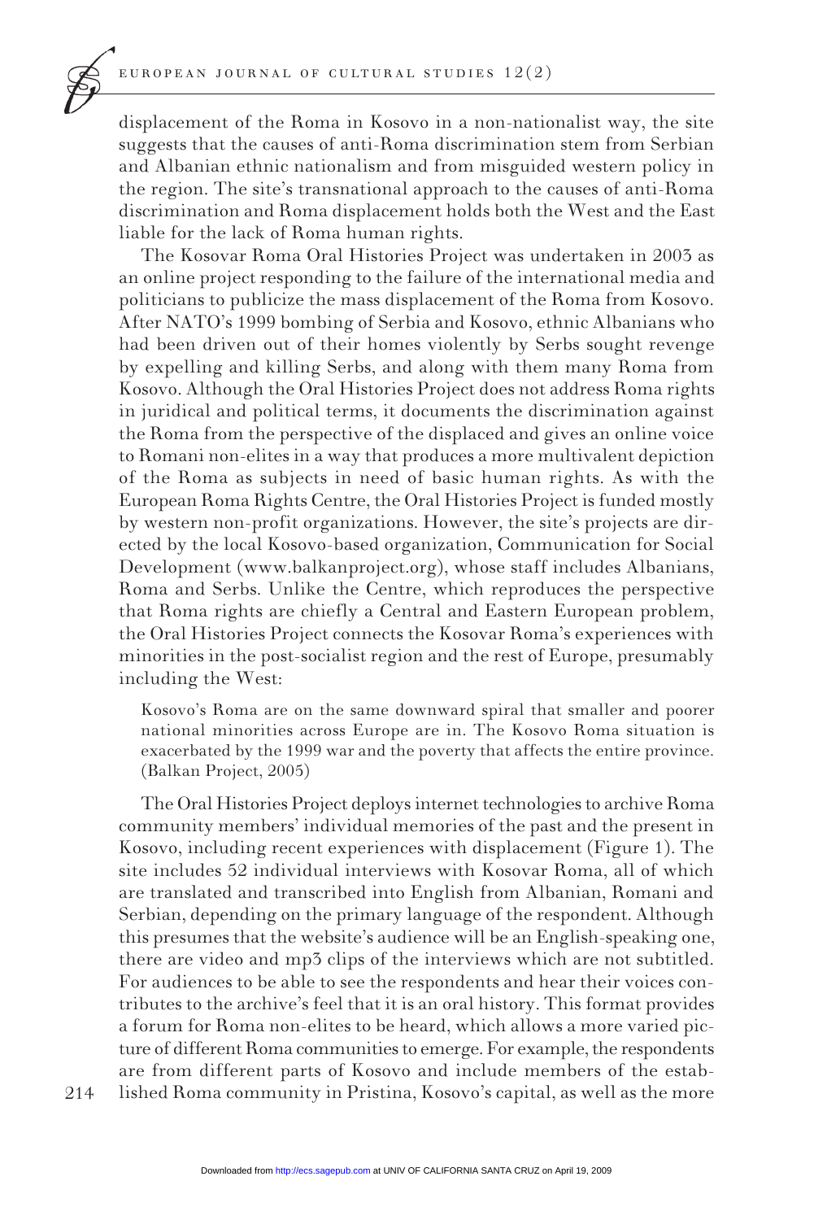displacement of the Roma in Kosovo in a non-nationalist way, the site suggests that the causes of anti-Roma discrimination stem from Serbian and Albanian ethnic nationalism and from misguided western policy in the region. The site's transnational approach to the causes of anti-Roma discrimination and Roma displacement holds both the West and the East liable for the lack of Roma human rights.

The Kosovar Roma Oral Histories Project was undertaken in 2003 as an online project responding to the failure of the international media and politicians to publicize the mass displacement of the Roma from Kosovo. After NATO's 1999 bombing of Serbia and Kosovo, ethnic Albanians who had been driven out of their homes violently by Serbs sought revenge by expelling and killing Serbs, and along with them many Roma from Kosovo. Although the Oral Histories Project does not address Roma rights in juridical and political terms, it documents the discrimination against the Roma from the perspective of the displaced and gives an online voice to Romani non-elites in a way that produces a more multivalent depiction of the Roma as subjects in need of basic human rights. As with the European Roma Rights Centre, the Oral Histories Project is funded mostly by western non-profit organizations. However, the site's projects are directed by the local Kosovo-based organization, Communication for Social Development (www.balkanproject.org), whose staff includes Albanians, Roma and Serbs. Unlike the Centre, which reproduces the perspective that Roma rights are chiefly a Central and Eastern European problem, the Oral Histories Project connects the Kosovar Roma's experiences with minorities in the post-socialist region and the rest of Europe, presumably including the West:

> Kosovo's Roma are on the same downward spiral that smaller and poorer national minorities across Europe are in. The Kosovo Roma situation is exacerbated by the 1999 war and the poverty that affects the entire province. (Balkan Project, 2005)

The Oral Histories Project deploys internet technologies to archive Roma community members' individual memories of the past and the present in Kosovo, including recent experiences with displacement (Figure 1). The site includes 52 individual interviews with Kosovar Roma, all of which are translated and transcribed into English from Albanian, Romani and Serbian, depending on the primary language of the respondent. Although this presumes that the website's audience will be an English-speaking one, there are video and mp3 clips of the interviews which are not subtitled. For audiences to be able to see the respondents and hear their voices contributes to the archive's feel that it is an oral history. This format provides a forum for Roma non-elites to be heard, which allows a more varied picture of different Roma communities to emerge. For example, the respondents are from different parts of Kosovo and include members of the established Roma community in Pristina, Kosovo's capital, as well as the more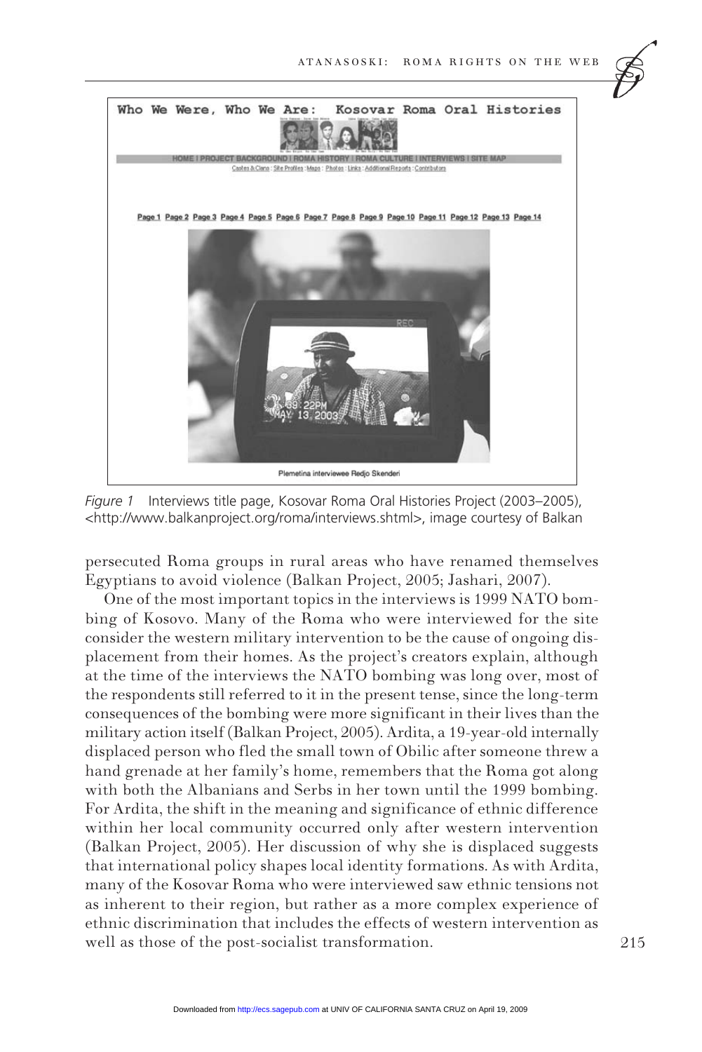*Figure 1* Interviews title page, Kosovar Roma Oral Histories Project (2003–2005), <http://www.balkanproject.org/roma/interviews.shtml>, image courtesy of Balkan

persecuted Roma groups in rural areas who have renamed themselves Egyptians to avoid violence (Balkan Project, 2005; Jashari, 2007).

One of the most important topics in the interviews is 1999 NATO bombing of Kosovo. Many of the Roma who were interviewed for the site consider the western military intervention to be the cause of ongoing displacement from their homes. As the project's creators explain, although at the time of the interviews the NATO bombing was long over, most of the respondents still referred to it in the present tense, since the long-term consequences of the bombing were more significant in their lives than the military action itself (Balkan Project, 2005). Ardita, a 19-year-old internally displaced person who fled the small town of Obilic after someone threw a hand grenade at her family's home, remembers that the Roma got along with both the Albanians and Serbs in her town until the 1999 bombing. For Ardita, the shift in the meaning and significance of ethnic difference within her local community occurred only after western intervention (Balkan Project, 2005). Her discussion of why she is displaced suggests that international policy shapes local identity formations. As with Ardita, many of the Kosovar Roma who were interviewed saw ethnic tensions not as inherent to their region, but rather as a more complex experience of ethnic discrimination that includes the effects of western intervention as well as those of the post-socialist transformation.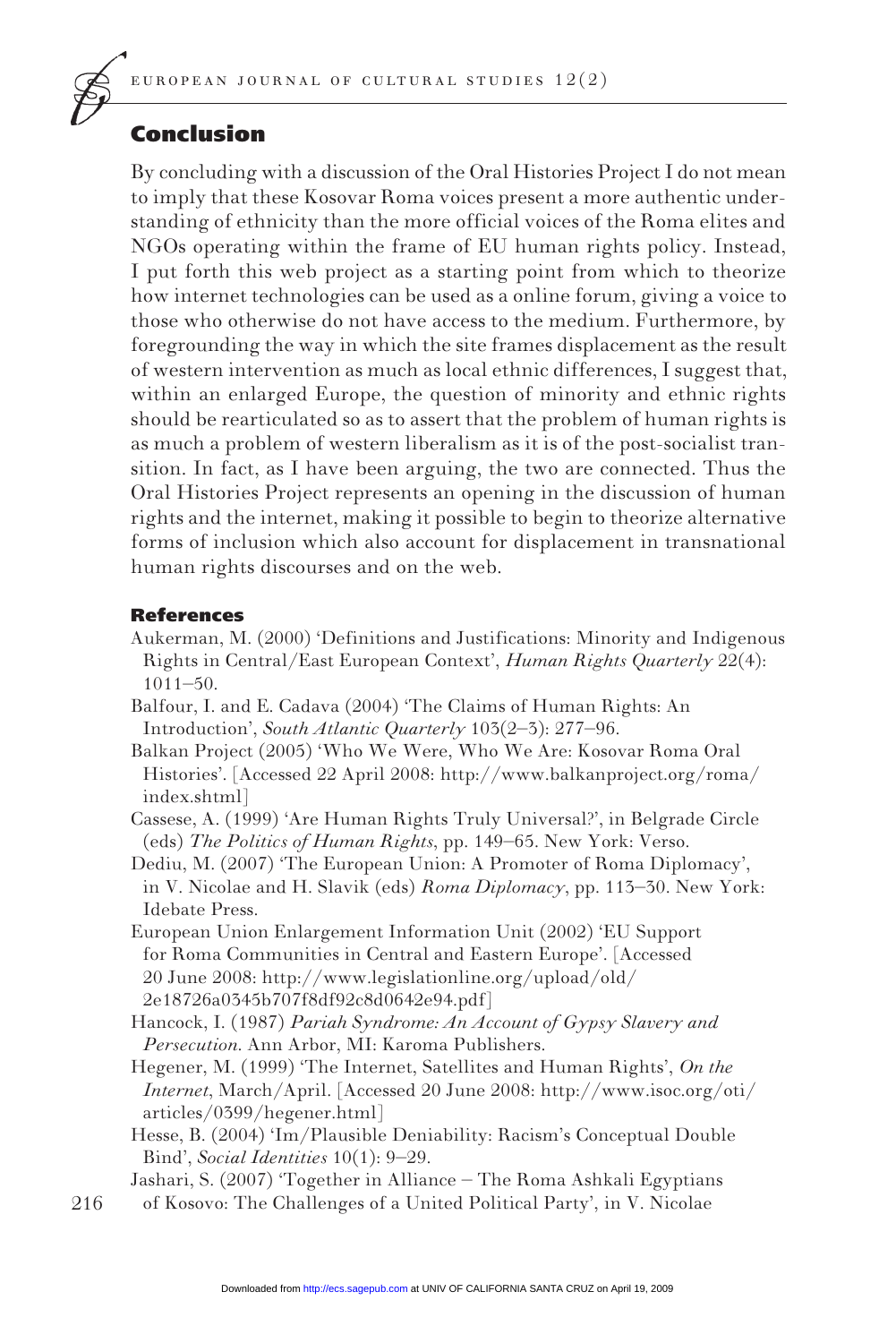## Conclusion

By concluding with a discussion of the Oral Histories Project I do not mean to imply that these Kosovar Roma voices present a more authentic understanding of ethnicity than the more official voices of the Roma elites and NGOs operating within the frame of EU human rights policy. Instead, I put forth this web project as a starting point from which to theorize how internet technologies can be used as a online forum, giving a voice to those who otherwise do not have access to the medium. Furthermore, by foregrounding the way in which the site frames displacement as the result of western intervention as much as local ethnic differences, I suggest that, within an enlarged Europe, the question of minority and ethnic rights should be rearticulated so as to assert that the problem of human rights is as much a problem of western liberalism as it is of the post-socialist transition. In fact, as I have been arguing, the two are connected. Thus the Oral Histories Project represents an opening in the discussion of human rights and the internet, making it possible to begin to theorize alternative forms of inclusion which also account for displacement in transnational human rights discourses and on the web.

### References

Aukerman, M. (2000) 'Definitions and Justifications: Minority and Indigenous Rights in Central/East European Context', *Human Rights Quarterly* 22(4): 1011–50.

Balfour, I. and E. Cadava (2004) 'The Claims of Human Rights: An Introduction', *South Atlantic Quarterly* 103(2–3): 277–96.

Balkan Project (2005) 'Who We Were, Who We Are: Kosovar Roma Oral Histories'. [Accessed 22 April 2008: http://www.balkanproject.org/roma/index.shtml]

Cassese, A. (1999) 'Are Human Rights Truly Universal?', in Belgrade Circle (eds) *The Politics of Human Rights*, pp. 149–65. New York: Verso.

Dediu, M. (2007) 'The European Union: A Promoter of Roma Diplomacy', in V. Nicolae and H. Slavik (eds) *Roma Diplomacy*, pp. 113–30. New York: Idebate Press.

European Union Enlargement Information Unit (2002) 'EU Support for Roma Communities in Central and Eastern Europe'. [Accessed 20 June 2008: http://www.legislationline.org/upload/old/2e18726a0345b707f8df92c8d0642e94.pdf]

Hancock, I. (1987) *Pariah Syndrome: An Account of Gypsy Slavery and Persecution*. Ann Arbor, MI: Karoma Publishers.

Hegener, M. (1999) 'The Internet, Satellites and Human Rights', *On the Internet*, March/April. [Accessed 20 June 2008: http://www.isoc.org/oti/articles/0399/hegener.html]

Hesse, B. (2004) 'Im/Plausible Deniability: Racism's Conceptual Double Bind', *Social Identities* 10(1): 9–29.

Jashari, S. (2007) 'Together in Alliance – The Roma Ashkali Egyptians of Kosovo: The Challenges of a United Political Party', in V. Nicolae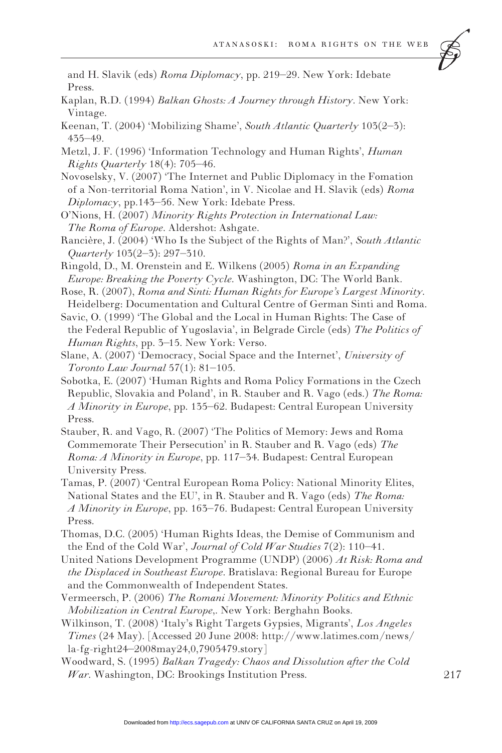and H. Slavik (eds) *Roma Diplomacy*, pp. 219–29. New York: Idebate Press.

Kaplan, R.D. (1994) *Balkan Ghosts: A Journey through History*. New York: Vintage.

Keenan, T. (2004) 'Mobilizing Shame', *South Atlantic Quarterly* 103(2–3): 435–49.

Metzl, J. F. (1996) 'Information Technology and Human Rights', *Human Rights Quarterly* 18(4): 705–46.

Novoselsky, V. (2007) 'The Internet and Public Diplomacy in the Fomation of a Non-territorial Roma Nation', in V. Nicolae and H. Slavik (eds) *Roma Diplomacy*, pp.143–56. New York: Idebate Press.

O'Nions, H. (2007) *Minority Rights Protection in International Law: The Roma of Europe*. Aldershot: Ashgate.

Rancière, J. (2004) 'Who Is the Subject of the Rights of Man?', *South Atlantic Quarterly* 103(2–3): 297–310.

Ringold, D., M. Orenstein and E. Wilkens (2005) *Roma in an Expanding Europe: Breaking the Poverty Cycle*. Washington, DC: The World Bank.

Rose, R. (2007), *Roma and Sinti: Human Rights for Europe's Largest Minority*. Heidelberg: Documentation and Cultural Centre of German Sinti and Roma.

Savic, O. (1999) 'The Global and the Local in Human Rights: The Case of the Federal Republic of Yugoslavia', in Belgrade Circle (eds) *The Politics of Human Rights*, pp. 3–15. New York: Verso.

Slane, A. (2007) 'Democracy, Social Space and the Internet', *University of Toronto Law Journal* 57(1): 81–105.

Sobotka, E. (2007) 'Human Rights and Roma Policy Formations in the Czech Republic, Slovakia and Poland', in R. Stauber and R. Vago (eds.) *The Roma: A Minority in Europe*, pp. 135–62. Budapest: Central European University Press.

Stauber, R. and Vago, R. (2007) 'The Politics of Memory: Jews and Roma Commemorate Their Persecution' in R. Stauber and R. Vago (eds) *The Roma: A Minority in Europe*, pp. 117–34. Budapest: Central European University Press.

Tamas, P. (2007) 'Central European Roma Policy: National Minority Elites, National States and the EU', in R. Stauber and R. Vago (eds) *The Roma: A Minority in Europe*, pp. 163–76. Budapest: Central European University Press.

Thomas, D.C. (2005) 'Human Rights Ideas, the Demise of Communism and the End of the Cold War', *Journal of Cold War Studies* 7(2): 110–41.

United Nations Development Programme (UNDP) (2006) *At Risk: Roma and the Displaced in Southeast Europe*. Bratislava: Regional Bureau for Europe and the Commonwealth of Independent States.

Vermeersch, P. (2006) *The Romani Movement: Minority Politics and Ethnic Mobilization in Central Europe*,. New York: Berghahn Books.

Wilkinson, T. (2008) 'Italy's Right Targets Gypsies, Migrants', *Los Angeles Times* (24 May). [Accessed 20 June 2008: http://www.latimes.com/news/la-fg-right24–2008may24,0,7905479.story]

Woodward, S. (1995) *Balkan Tragedy: Chaos and Dissolution after the Cold War*. Washington, DC: Brookings Institution Press.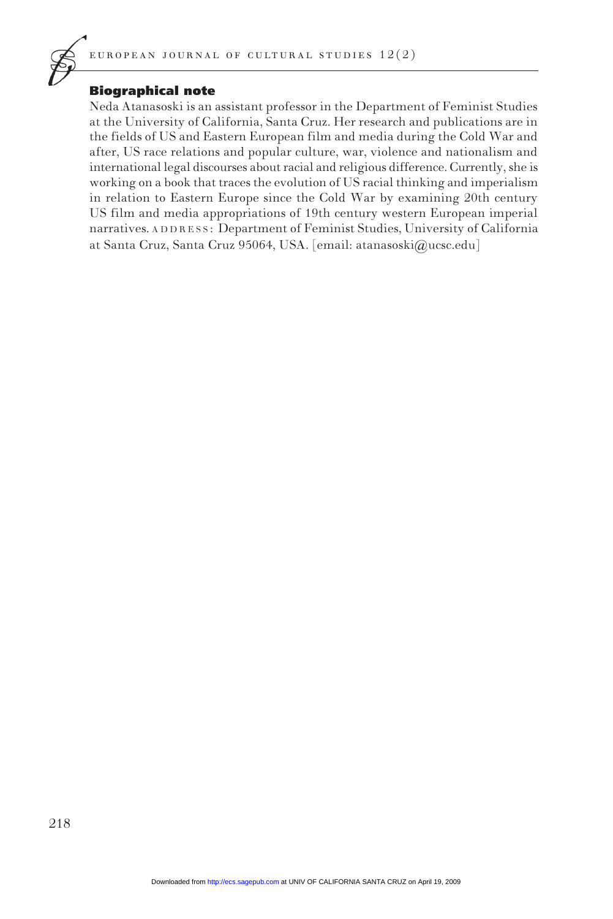## Biographical note

Neda Atanasoski is an assistant professor in the Department of Feminist Studies at the University of California, Santa Cruz. Her research and publications are in the fields of US and Eastern European film and media during the Cold War and after, US race relations and popular culture, war, violence and nationalism and international legal discourses about racial and religious difference. Currently, she is working on a book that traces the evolution of US racial thinking and imperialism in relation to Eastern Europe since the Cold War by examining 20th century US film and media appropriations of 19th century western European imperial narratives. ADDRESS: Department of Feminist Studies, University of California at Santa Cruz, Santa Cruz 95064, USA. [email: atanasoski@ucsc.edu]